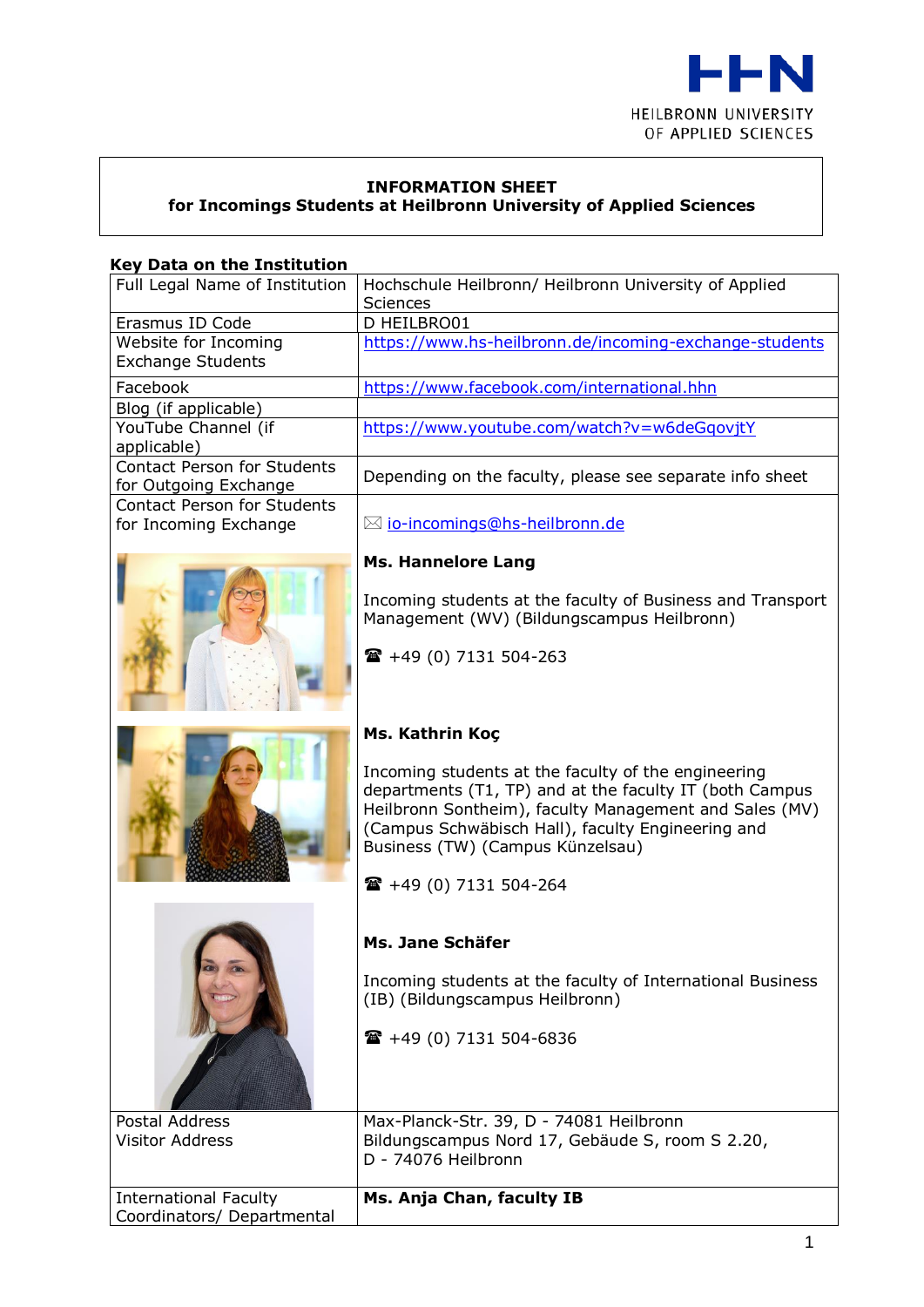**INFORMATION SHEET**
**for Incomings Students at Heilbronn University of Applied Sciences**

**Key Data on the Institution**

| | |
|---|---|
| Full Legal Name of Institution | Hochschule Heilbronn/ Heilbronn University of Applied Sciences |
| Erasmus ID Code | D HEILBRO01 |
| Website for Incoming Exchange Students | https://www.hs-heilbronn.de/incoming-exchange-students |
| Facebook | https://www.facebook.com/international.hhn |
| Blog (if applicable) | |
| YouTube Channel (if applicable) | https://www.youtube.com/watch?v=w6deGqovjtY |
| Contact Person for Students for Outgoing Exchange | Depending on the faculty, please see separate info sheet |
| Contact Person for Students for Incoming Exchange | ✉ io-incomings@hs-heilbronn.de<br><br>**Ms. Hannelore Lang**<br><br>Incoming students at the faculty of Business and Transport Management (WV) (Bildungscampus Heilbronn)<br><br>☎ +49 (0) 7131 504-263<br><br>**Ms. Kathrin Koç**<br><br>Incoming students at the faculty of the engineering departments (T1, TP) and at the faculty IT (both Campus Heilbronn Sontheim), faculty Management and Sales (MV) (Campus Schwäbisch Hall), faculty Engineering and Business (TW) (Campus Künzelsau)<br><br>☎ +49 (0) 7131 504-264<br><br>**Ms. Jane Schäfer**<br><br>Incoming students at the faculty of International Business (IB) (Bildungscampus Heilbronn)<br><br>☎ +49 (0) 7131 504-6836 |
| Postal Address<br>Visitor Address | Max-Planck-Str. 39, D - 74081 Heilbronn<br>Bildungscampus Nord 17, Gebäude S, room S 2.20,<br>D - 74076 Heilbronn |
| International Faculty Coordinators/ Departmental | **Ms. Anja Chan, faculty IB** |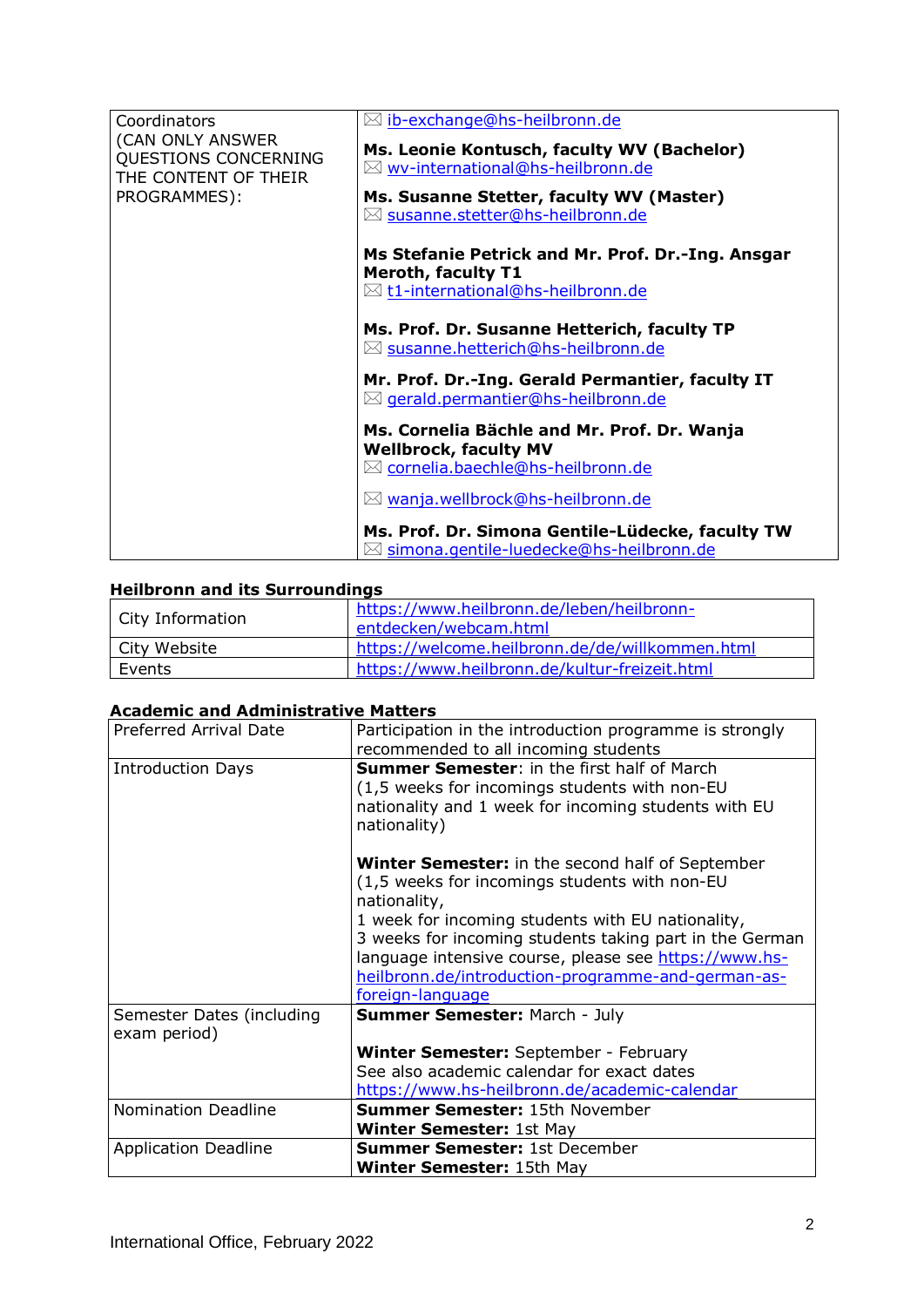| Coordinators (CAN ONLY ANSWER QUESTIONS CONCERNING THE CONTENT OF THEIR PROGRAMMES): | ✉ ib-exchange@hs-heilbronn.de<br><br>**Ms. Leonie Kontusch, faculty WV (Bachelor)**<br>✉ wv-international@hs-heilbronn.de<br><br>**Ms. Susanne Stetter, faculty WV (Master)**<br>✉ susanne.stetter@hs-heilbronn.de<br><br>**Ms Stefanie Petrick and Mr. Prof. Dr.-Ing. Ansgar Meroth, faculty T1**<br>✉ t1-international@hs-heilbronn.de<br><br>**Ms. Prof. Dr. Susanne Hetterich, faculty TP**<br>✉ susanne.hetterich@hs-heilbronn.de<br><br>**Mr. Prof. Dr.-Ing. Gerald Permantier, faculty IT**<br>✉ gerald.permantier@hs-heilbronn.de<br><br>**Ms. Cornelia Bächle and Mr. Prof. Dr. Wanja Wellbrock, faculty MV**<br>✉ cornelia.baechle@hs-heilbronn.de<br><br>✉ wanja.wellbrock@hs-heilbronn.de<br><br>**Ms. Prof. Dr. Simona Gentile-Lüdecke, faculty TW**<br>✉ simona.gentile-luedecke@hs-heilbronn.de |
|---|---|

## Heilbronn and its Surroundings

| City Information | https://www.heilbronn.de/leben/heilbronn-entdecken/webcam.html |
|---|---|
| City Website | https://welcome.heilbronn.de/de/willkommen.html |
| Events | https://www.heilbronn.de/kultur-freizeit.html |

## Academic and Administrative Matters

| Preferred Arrival Date | Participation in the introduction programme is strongly recommended to all incoming students |
|---|---|
| Introduction Days | **Summer Semester**: in the first half of March (1,5 weeks for incomings students with non-EU nationality and 1 week for incoming students with EU nationality)<br><br>**Winter Semester:** in the second half of September (1,5 weeks for incomings students with non-EU nationality,<br>1 week for incoming students with EU nationality,<br>3 weeks for incoming students taking part in the German language intensive course, please see https://www.hs-heilbronn.de/introduction-programme-and-german-as-foreign-language |
| Semester Dates (including exam period) | **Summer Semester:** March - July<br><br>**Winter Semester:** September - February<br>See also academic calendar for exact dates<br>https://www.hs-heilbronn.de/academic-calendar |
| Nomination Deadline | **Summer Semester:** 15th November<br>**Winter Semester:** 1st May |
| Application Deadline | **Summer Semester:** 1st December<br>**Winter Semester:** 15th May |

International Office, February 2022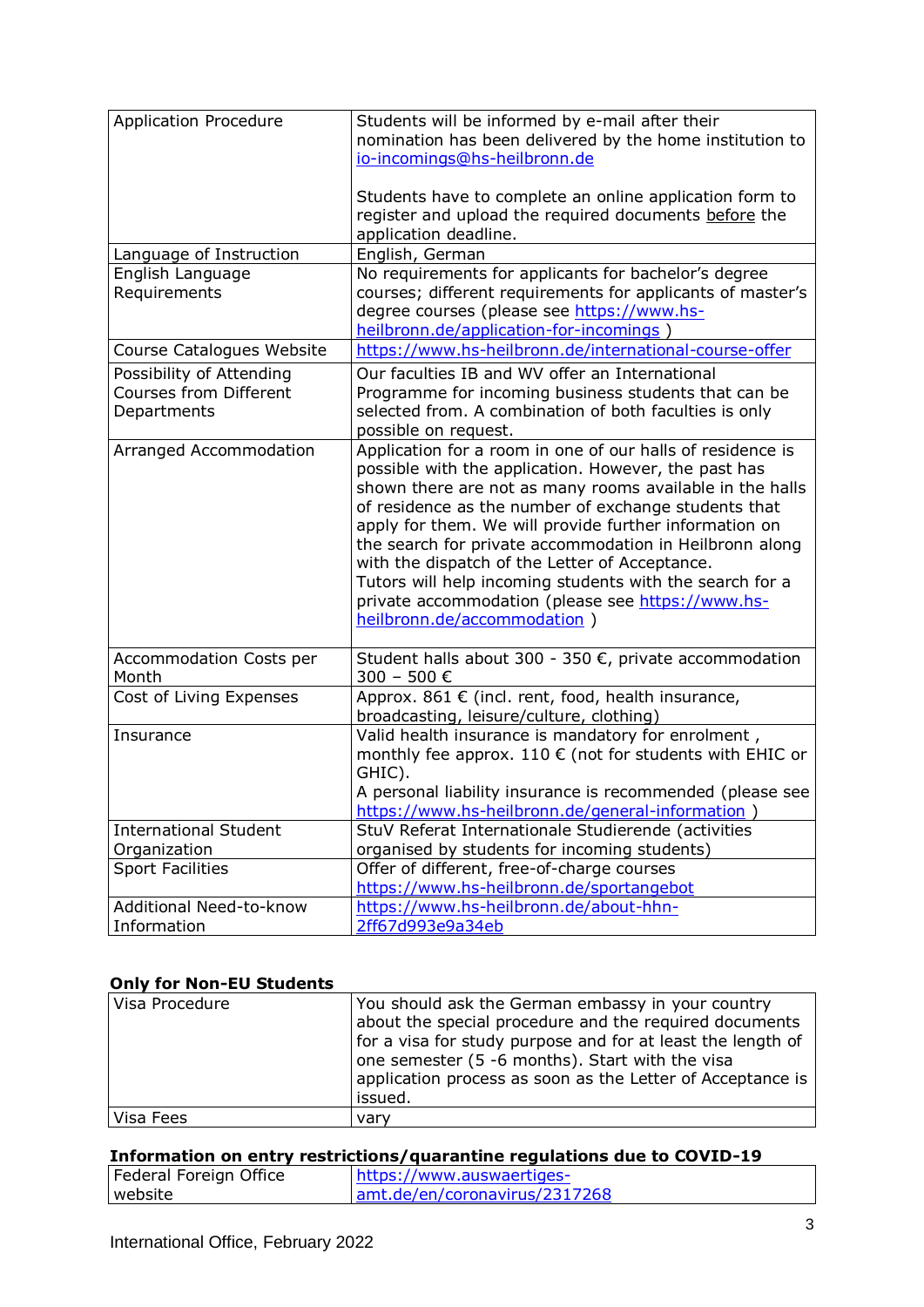| | |
|---|---|
| Application Procedure | Students will be informed by e-mail after their nomination has been delivered by the home institution to io-incomings@hs-heilbronn.de<br><br>Students have to complete an online application form to register and upload the required documents before the application deadline. |
| Language of Instruction | English, German |
| English Language Requirements | No requirements for applicants for bachelor's degree courses; different requirements for applicants of master's degree courses (please see https://www.hs-heilbronn.de/application-for-incomings ) |
| Course Catalogues Website | https://www.hs-heilbronn.de/international-course-offer |
| Possibility of Attending Courses from Different Departments | Our faculties IB and WV offer an International Programme for incoming business students that can be selected from. A combination of both faculties is only possible on request. |
| Arranged Accommodation | Application for a room in one of our halls of residence is possible with the application. However, the past has shown there are not as many rooms available in the halls of residence as the number of exchange students that apply for them. We will provide further information on the search for private accommodation in Heilbronn along with the dispatch of the Letter of Acceptance.<br>Tutors will help incoming students with the search for a private accommodation (please see https://www.hs-heilbronn.de/accommodation ) |
| Accommodation Costs per Month | Student halls about 300 - 350 €, private accommodation 300 – 500 € |
| Cost of Living Expenses | Approx. 861 € (incl. rent, food, health insurance, broadcasting, leisure/culture, clothing) |
| Insurance | Valid health insurance is mandatory for enrolment , monthly fee approx. 110 € (not for students with EHIC or GHIC).<br>A personal liability insurance is recommended (please see https://www.hs-heilbronn.de/general-information ) |
| International Student Organization | StuV Referat Internationale Studierende (activities organised by students for incoming students) |
| Sport Facilities | Offer of different, free-of-charge courses https://www.hs-heilbronn.de/sportangebot |
| Additional Need-to-know Information | https://www.hs-heilbronn.de/about-hhn-2ff67d993e9a34eb |

**Only for Non-EU Students**

| | |
|---|---|
| Visa Procedure | You should ask the German embassy in your country about the special procedure and the required documents for a visa for study purpose and for at least the length of one semester (5 -6 months). Start with the visa application process as soon as the Letter of Acceptance is issued. |
| Visa Fees | vary |

**Information on entry restrictions/quarantine regulations due to COVID-19**

| | |
|---|---|
| Federal Foreign Office website | https://www.auswaertiges-amt.de/en/coronavirus/2317268 |

International Office, February 2022